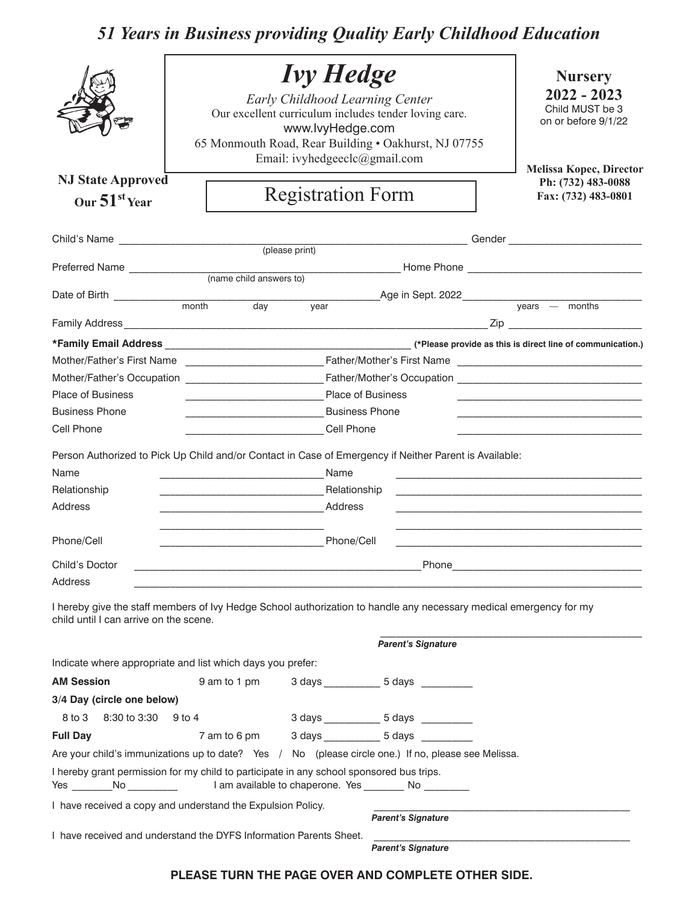*51 Years in Business providing Quality Early Childhood Education*

# Ivy Hedge

*Early Childhood Learning Center*
Our excellent curriculum includes tender loving care.
www.IvyHedge.com
65 Monmouth Road, Rear Building • Oakhurst, NJ 07755
Email: ivyhedgeeclc@gmail.com

**Nursery**
**2022 - 2023**
Child MUST be 3 on or before 9/1/22

**NJ State Approved**
**Our 51st Year**

## Registration Form

**Melissa Kopec, Director**
**Ph: (732) 483-0088**
**Fax: (732) 483-0801**

Child's Name ______________________________ (please print) Gender ______________

Preferred Name ______________________________ (name child answers to) Home Phone ______________

Date of Birth ______ month ______ day ______ year Age in Sept. 2022 ______ years — ______ months

Family Address ______________________________ Zip ______________

**\*Family Email Address** ______________________________ **(\*Please provide as this is direct line of communication.)**

| | | | |
|---|---|---|---|
| Mother/Father's First Name | ____________ | Father/Mother's First Name | ____________ |
| Mother/Father's Occupation | ____________ | Father/Mother's Occupation | ____________ |
| Place of Business | ____________ | Place of Business | ____________ |
| Business Phone | ____________ | Business Phone | ____________ |
| Cell Phone | ____________ | Cell Phone | ____________ |

Person Authorized to Pick Up Child and/or Contact in Case of Emergency if Neither Parent is Available:

| | | | |
|---|---|---|---|
| Name | ____________ | Name | ____________ |
| Relationship | ____________ | Relationship | ____________ |
| Address | ____________ | Address | ____________ |
| | ____________ | | ____________ |
| Phone/Cell | ____________ | Phone/Cell | ____________ |

Child's Doctor ______________________________ Phone ______________

Address ______________________________

I hereby give the staff members of Ivy Hedge School authorization to handle any necessary medical emergency for my child until I can arrive on the scene.

______________________________
***Parent's Signature***

Indicate where appropriate and list which days you prefer:

| | | | |
|---|---|---|---|
| **AM Session** | 9 am to 1 pm | 3 days ________ | 5 days ________ |
| **3/4 Day (circle one below)** | | | |
| 8 to 3 &nbsp; 8:30 to 3:30 &nbsp; 9 to 4 | | 3 days ________ | 5 days ________ |
| **Full Day** | 7 am to 6 pm | 3 days ________ | 5 days ________ |

Are your child's immunizations up to date? Yes / No (please circle one.) If no, please see Melissa.

I hereby grant permission for my child to participate in any school sponsored bus trips.
Yes ________ No ________ I am available to chaperone. Yes ________ No ________

I have received a copy and understand the Expulsion Policy. ______________________________
***Parent's Signature***

I have received and understand the DYFS Information Parents Sheet. ______________________________
***Parent's Signature***

**PLEASE TURN THE PAGE OVER AND COMPLETE OTHER SIDE.**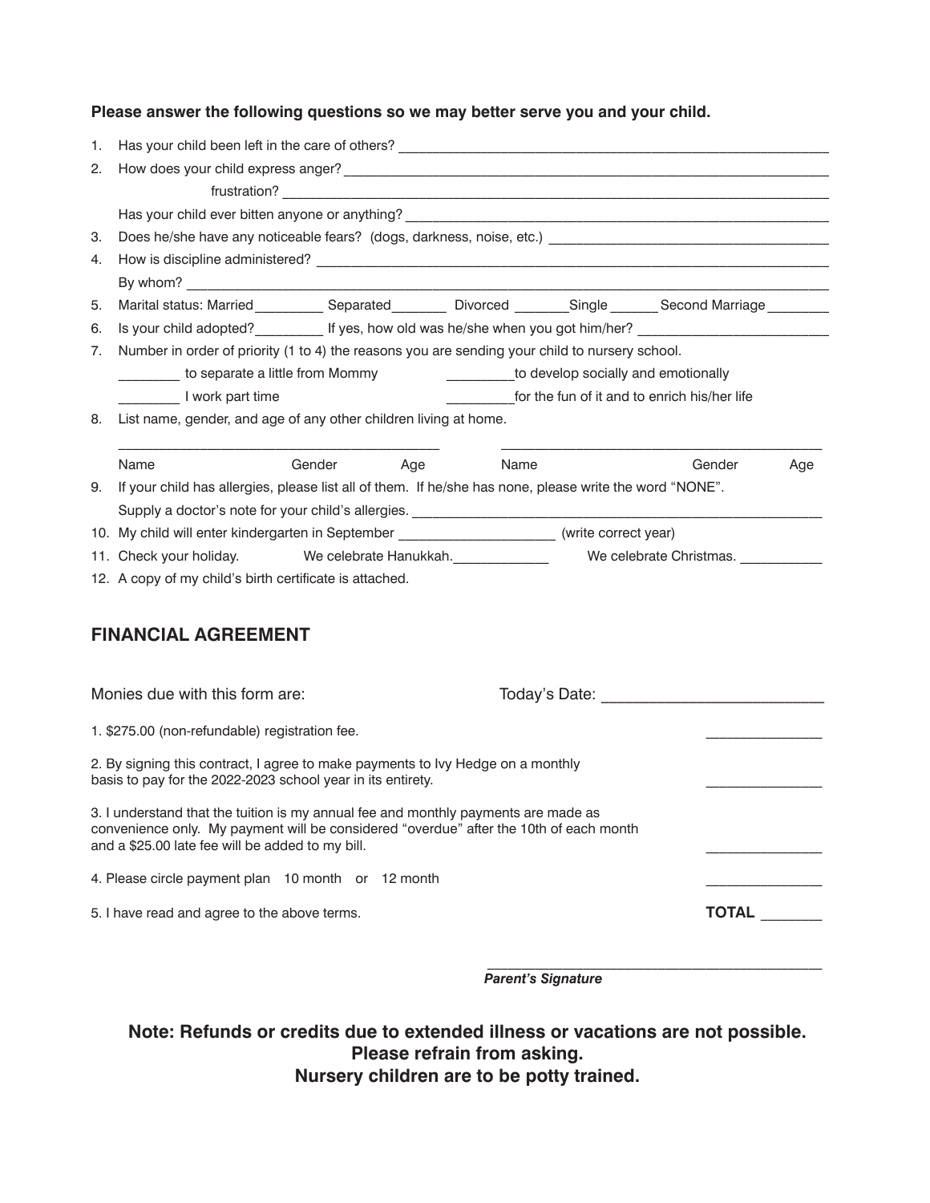**Please answer the following questions so we may better serve you and your child.**

1. Has your child been left in the care of others? ____________________________________________
2. How does your child express anger? ____________________________________________

   frustration? ____________________________________________

   Has your child ever bitten anyone or anything? ____________________________________________
3. Does he/she have any noticeable fears? (dogs, darkness, noise, etc.) ______________________________
4. How is discipline administered? ____________________________________________

   By whom? ____________________________________________
5. Marital status: Married_________ Separated_______ Divorced _______Single ______Second Marriage ________
6. Is your child adopted?_________ If yes, how old was he/she when you got him/her? ________________________
7. Number in order of priority (1 to 4) the reasons you are sending your child to nursery school.

   ________ to separate a little from Mommy ________to develop socially and emotionally

   ________ I work part time ________for the fun of it and to enrich his/her life
8. List name, gender, and age of any other children living at home.

   ________________________________________ ________________________________________

   Name Gender Age Name Gender Age
9. If your child has allergies, please list all of them. If he/she has none, please write the word "NONE".

   Supply a doctor's note for your child's allergies. ____________________________________________
10. My child will enter kindergarten in September ___________________ (write correct year)
11. Check your holiday. We celebrate Hanukkah.____________ We celebrate Christmas. __________
12. A copy of my child's birth certificate is attached.

## FINANCIAL AGREEMENT

Monies due with this form are: Today's Date: ________________________

1. $275.00 (non-refundable) registration fee. ______________

2. By signing this contract, I agree to make payments to Ivy Hedge on a monthly basis to pay for the 2022-2023 school year in its entirety. ______________

3. I understand that the tuition is my annual fee and monthly payments are made as convenience only. My payment will be considered "overdue" after the 10th of each month and a $25.00 late fee will be added to my bill. ______________

4. Please circle payment plan 10 month or 12 month ______________

5. I have read and agree to the above terms. **TOTAL** _______

________________________________________

***Parent's Signature***

**Note: Refunds or credits due to extended illness or vacations are not possible. Please refrain from asking. Nursery children are to be potty trained.**